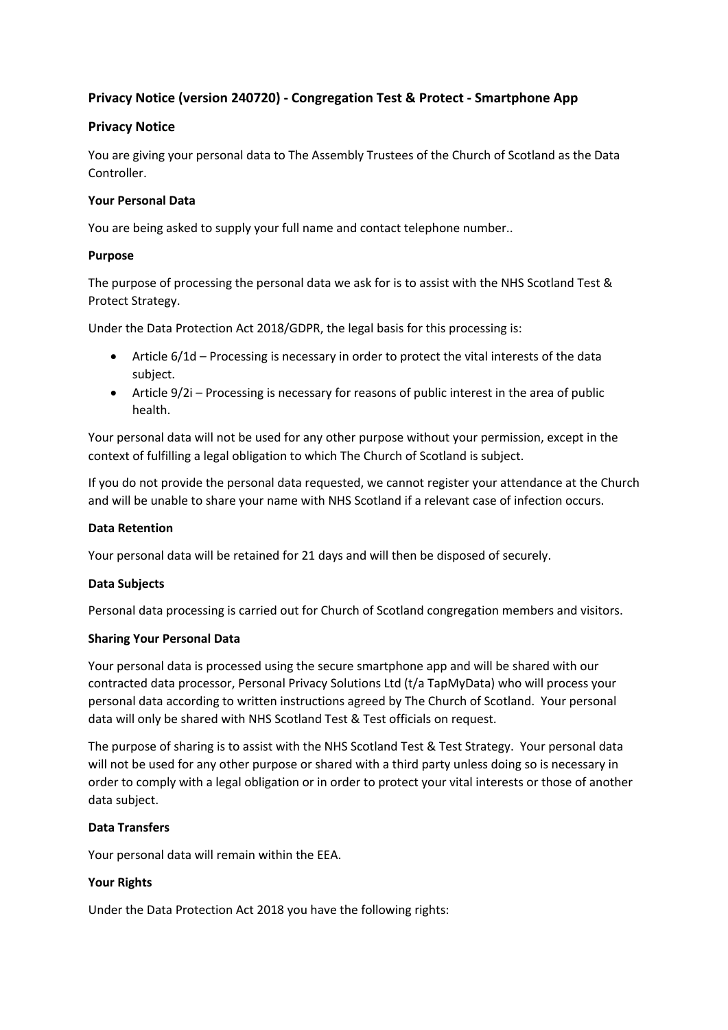## Privacy Notice (version 240720) - Congregation Test & Protect - Smartphone App

## Privacy Notice

You are giving your personal data to The Assembly Trustees of the Church of Scotland as the Data Controller.

**Your Personal Data**

You are being asked to supply your full name and contact telephone number..

**Purpose**

The purpose of processing the personal data we ask for is to assist with the NHS Scotland Test & Protect Strategy.

Under the Data Protection Act 2018/GDPR, the legal basis for this processing is:

- Article 6/1d – Processing is necessary in order to protect the vital interests of the data subject.
- Article 9/2i – Processing is necessary for reasons of public interest in the area of public health.

Your personal data will not be used for any other purpose without your permission, except in the context of fulfilling a legal obligation to which The Church of Scotland is subject.

If you do not provide the personal data requested, we cannot register your attendance at the Church and will be unable to share your name with NHS Scotland if a relevant case of infection occurs.

**Data Retention**

Your personal data will be retained for 21 days and will then be disposed of securely.

**Data Subjects**

Personal data processing is carried out for Church of Scotland congregation members and visitors.

**Sharing Your Personal Data**

Your personal data is processed using the secure smartphone app and will be shared with our contracted data processor, Personal Privacy Solutions Ltd (t/a TapMyData) who will process your personal data according to written instructions agreed by The Church of Scotland. Your personal data will only be shared with NHS Scotland Test & Test officials on request.

The purpose of sharing is to assist with the NHS Scotland Test & Test Strategy. Your personal data will not be used for any other purpose or shared with a third party unless doing so is necessary in order to comply with a legal obligation or in order to protect your vital interests or those of another data subject.

**Data Transfers**

Your personal data will remain within the EEA.

**Your Rights**

Under the Data Protection Act 2018 you have the following rights: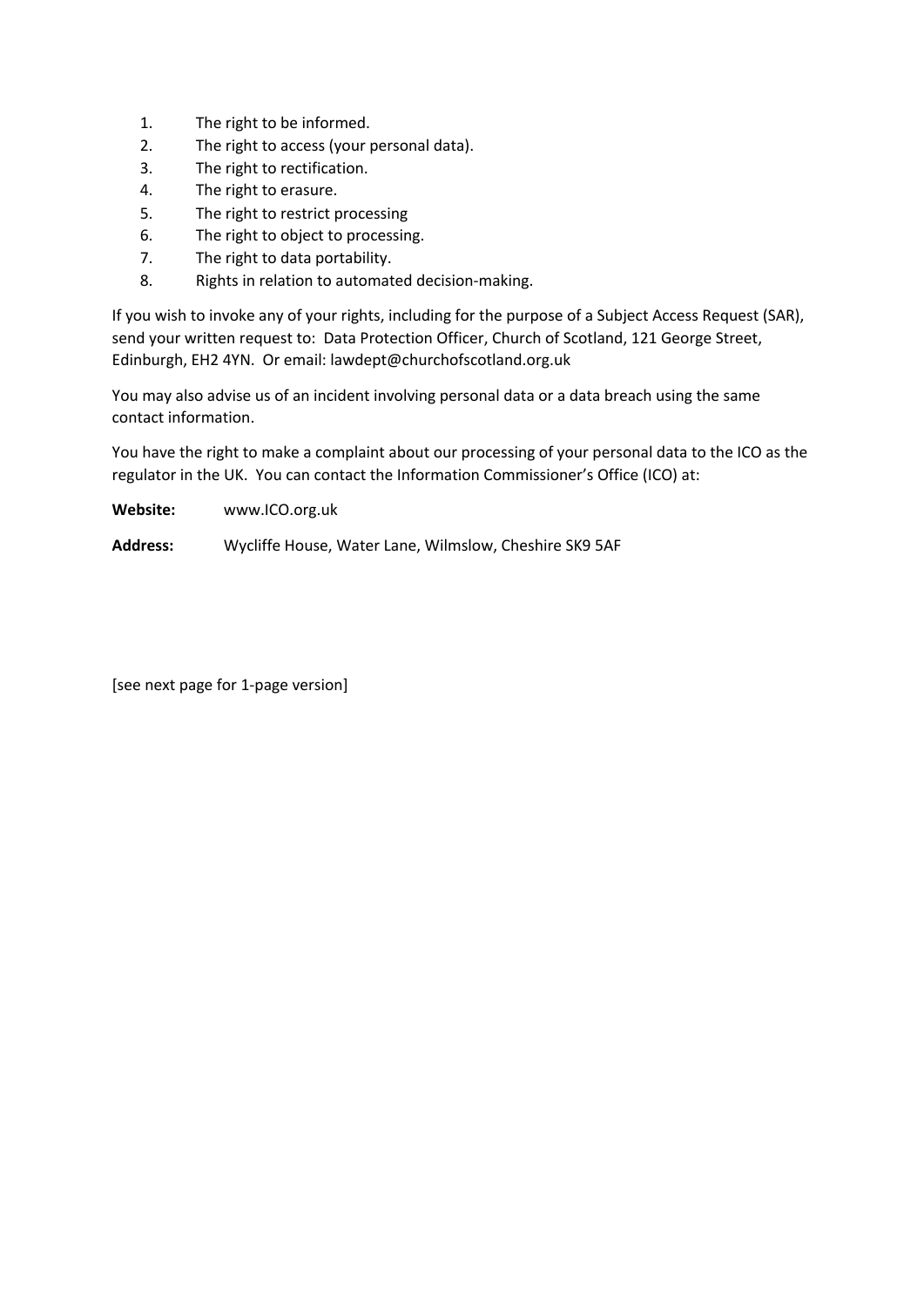1. The right to be informed.
2. The right to access (your personal data).
3. The right to rectification.
4. The right to erasure.
5. The right to restrict processing
6. The right to object to processing.
7. The right to data portability.
8. Rights in relation to automated decision-making.

If you wish to invoke any of your rights, including for the purpose of a Subject Access Request (SAR), send your written request to: Data Protection Officer, Church of Scotland, 121 George Street, Edinburgh, EH2 4YN. Or email: lawdept@churchofscotland.org.uk

You may also advise us of an incident involving personal data or a data breach using the same contact information.

You have the right to make a complaint about our processing of your personal data to the ICO as the regulator in the UK. You can contact the Information Commissioner's Office (ICO) at:

**Website:** www.ICO.org.uk

**Address:** Wycliffe House, Water Lane, Wilmslow, Cheshire SK9 5AF

[see next page for 1-page version]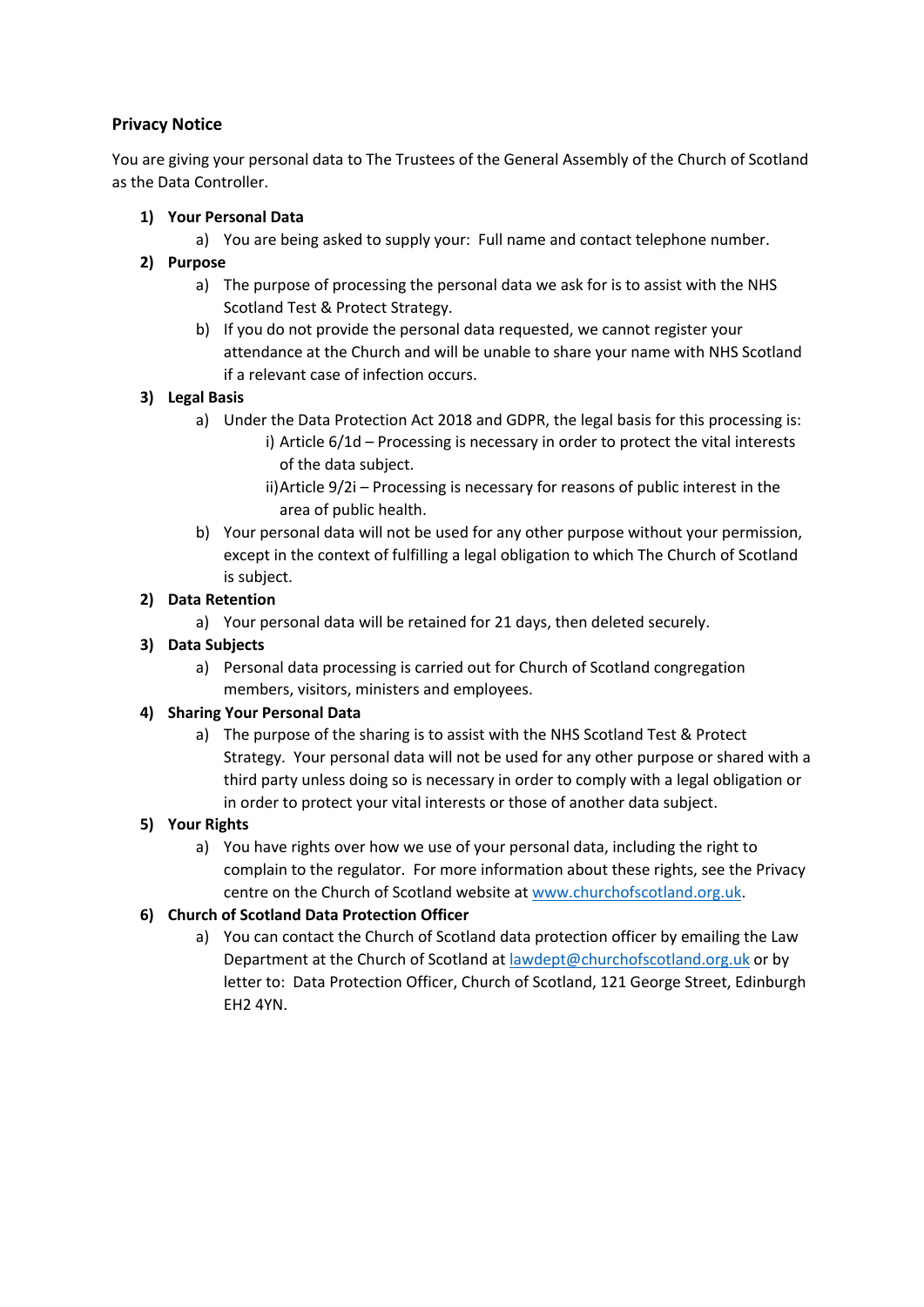**Privacy Notice**

You are giving your personal data to The Trustees of the General Assembly of the Church of Scotland as the Data Controller.

1) **Your Personal Data**
   a) You are being asked to supply your: Full name and contact telephone number.
2) **Purpose**
   a) The purpose of processing the personal data we ask for is to assist with the NHS Scotland Test & Protect Strategy.
   b) If you do not provide the personal data requested, we cannot register your attendance at the Church and will be unable to share your name with NHS Scotland if a relevant case of infection occurs.
3) **Legal Basis**
   a) Under the Data Protection Act 2018 and GDPR, the legal basis for this processing is:
      i) Article 6/1d – Processing is necessary in order to protect the vital interests of the data subject.
      ii) Article 9/2i – Processing is necessary for reasons of public interest in the area of public health.
   b) Your personal data will not be used for any other purpose without your permission, except in the context of fulfilling a legal obligation to which The Church of Scotland is subject.
2) **Data Retention**
   a) Your personal data will be retained for 21 days, then deleted securely.
3) **Data Subjects**
   a) Personal data processing is carried out for Church of Scotland congregation members, visitors, ministers and employees.
4) **Sharing Your Personal Data**
   a) The purpose of the sharing is to assist with the NHS Scotland Test & Protect Strategy. Your personal data will not be used for any other purpose or shared with a third party unless doing so is necessary in order to comply with a legal obligation or in order to protect your vital interests or those of another data subject.
5) **Your Rights**
   a) You have rights over how we use of your personal data, including the right to complain to the regulator. For more information about these rights, see the Privacy centre on the Church of Scotland website at www.churchofscotland.org.uk.
6) **Church of Scotland Data Protection Officer**
   a) You can contact the Church of Scotland data protection officer by emailing the Law Department at the Church of Scotland at lawdept@churchofscotland.org.uk or by letter to: Data Protection Officer, Church of Scotland, 121 George Street, Edinburgh EH2 4YN.